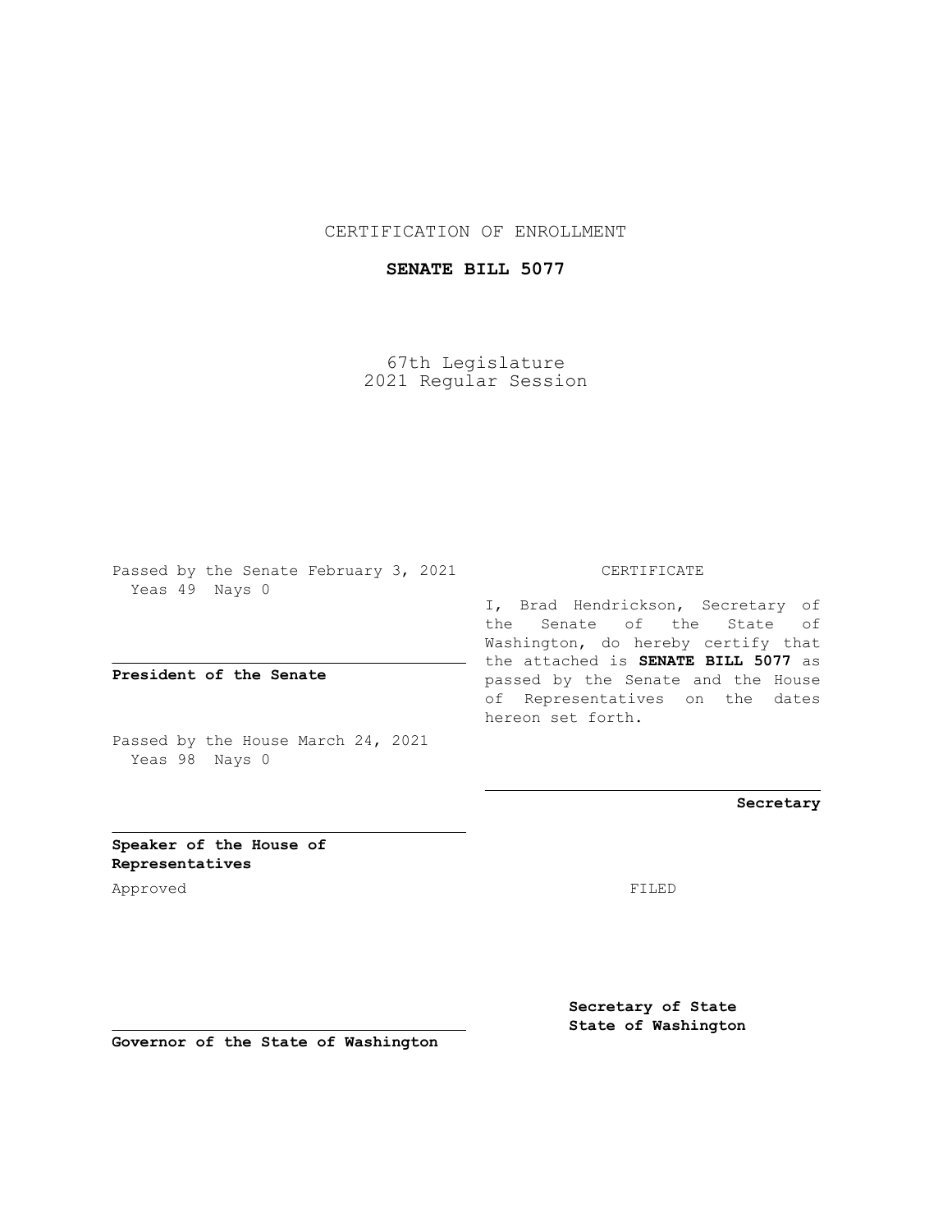CERTIFICATION OF ENROLLMENT

**SENATE BILL 5077**

67th Legislature
2021 Regular Session

Passed by the Senate February 3, 2021
Yeas 49 Nays 0

**President of the Senate**

Passed by the House March 24, 2021
Yeas 98 Nays 0

**Speaker of the House of Representatives**

Approved

**Governor of the State of Washington**

CERTIFICATE

I, Brad Hendrickson, Secretary of the Senate of the State of Washington, do hereby certify that the attached is **SENATE BILL 5077** as passed by the Senate and the House of Representatives on the dates hereon set forth.

**Secretary**

FILED

**Secretary of State**
**State of Washington**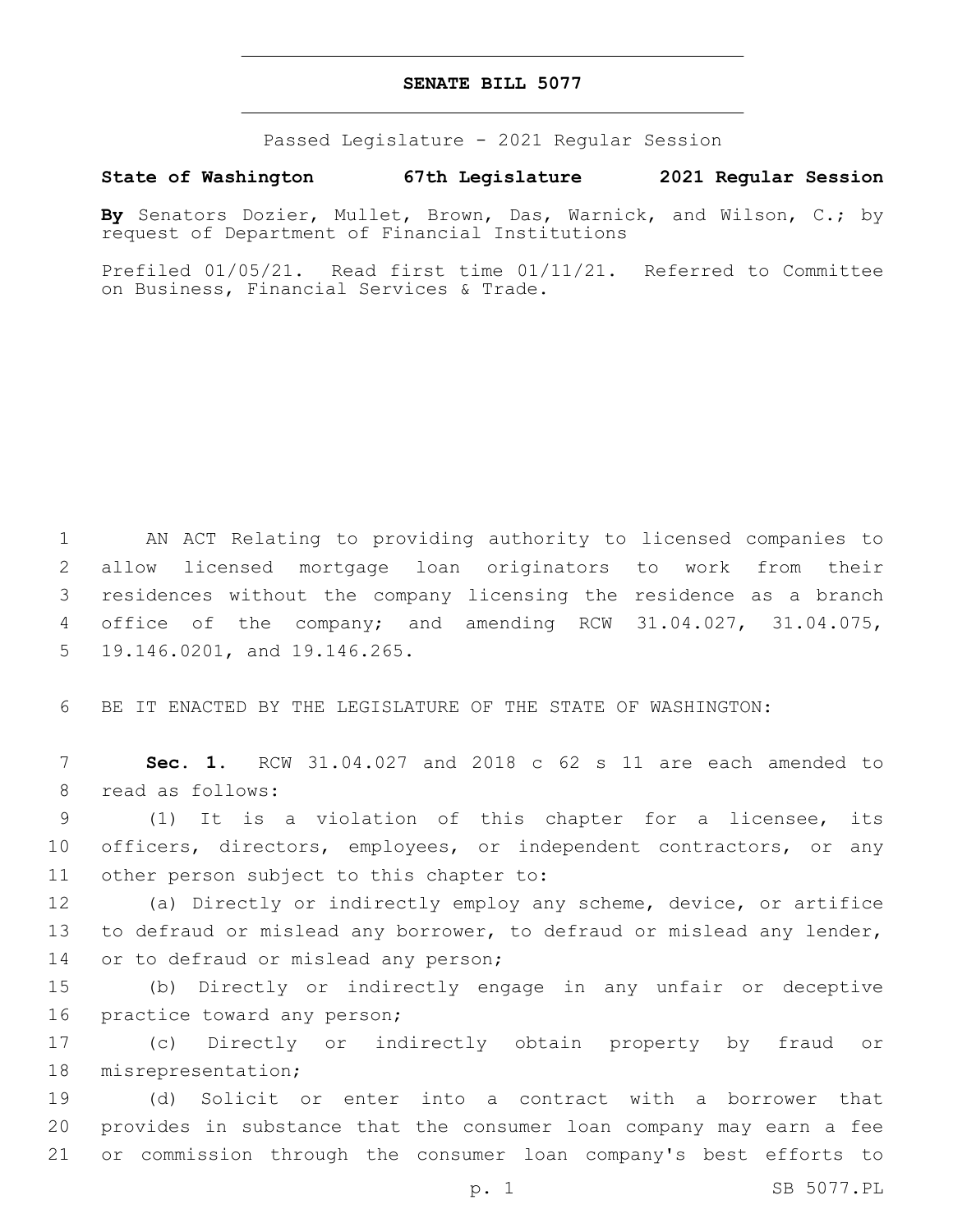# SENATE BILL 5077

Passed Legislature - 2021 Regular Session

**State of Washington 67th Legislature 2021 Regular Session**

**By** Senators Dozier, Mullet, Brown, Das, Warnick, and Wilson, C.; by request of Department of Financial Institutions

Prefiled 01/05/21. Read first time 01/11/21. Referred to Committee on Business, Financial Services & Trade.

AN ACT Relating to providing authority to licensed companies to allow licensed mortgage loan originators to work from their residences without the company licensing the residence as a branch office of the company; and amending RCW 31.04.027, 31.04.075, 19.146.0201, and 19.146.265.

BE IT ENACTED BY THE LEGISLATURE OF THE STATE OF WASHINGTON:

**Sec. 1.** RCW 31.04.027 and 2018 c 62 s 11 are each amended to read as follows:

(1) It is a violation of this chapter for a licensee, its officers, directors, employees, or independent contractors, or any other person subject to this chapter to:

(a) Directly or indirectly employ any scheme, device, or artifice to defraud or mislead any borrower, to defraud or mislead any lender, or to defraud or mislead any person;

(b) Directly or indirectly engage in any unfair or deceptive practice toward any person;

(c) Directly or indirectly obtain property by fraud or misrepresentation;

(d) Solicit or enter into a contract with a borrower that provides in substance that the consumer loan company may earn a fee or commission through the consumer loan company's best efforts to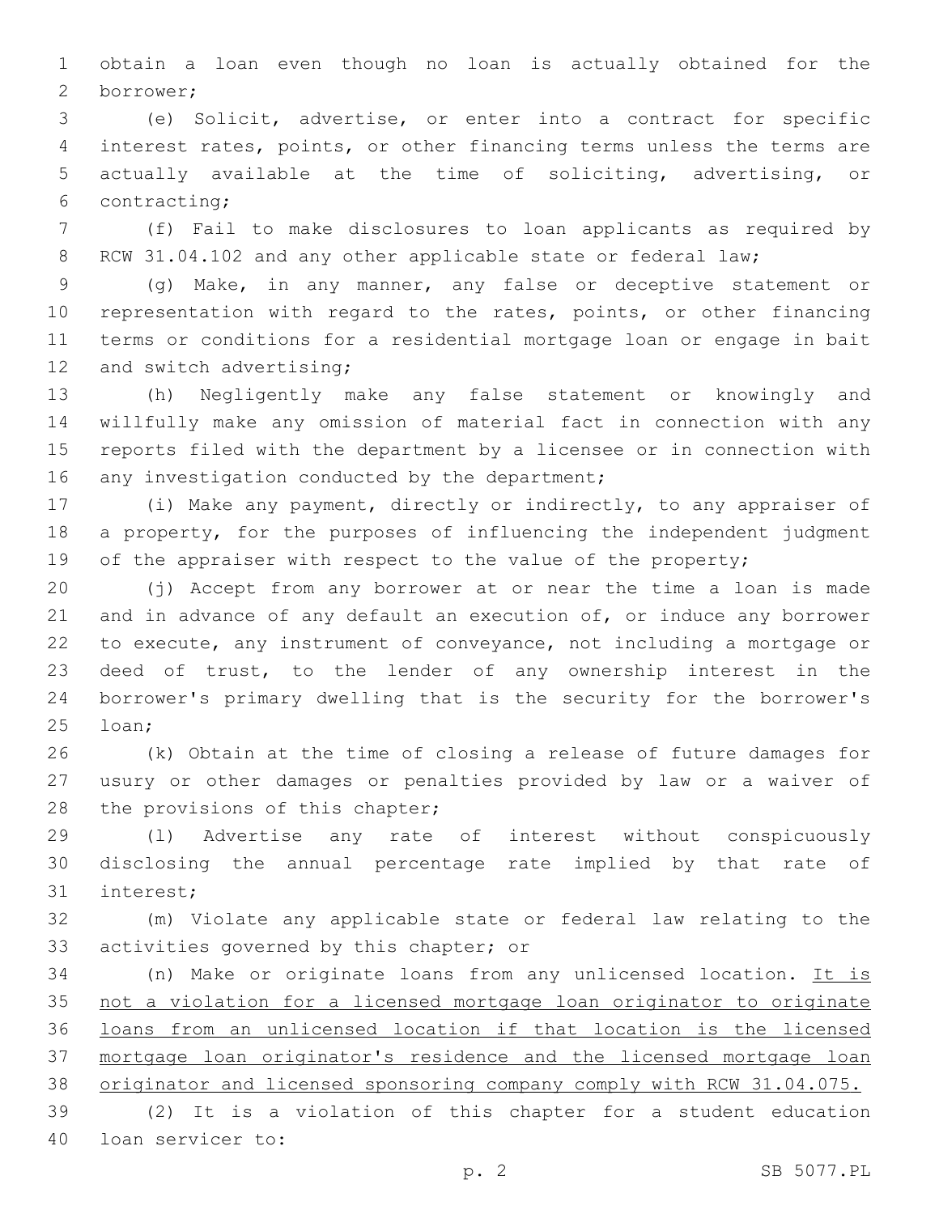obtain a loan even though no loan is actually obtained for the borrower;

(e) Solicit, advertise, or enter into a contract for specific interest rates, points, or other financing terms unless the terms are actually available at the time of soliciting, advertising, or contracting;

(f) Fail to make disclosures to loan applicants as required by RCW 31.04.102 and any other applicable state or federal law;

(g) Make, in any manner, any false or deceptive statement or representation with regard to the rates, points, or other financing terms or conditions for a residential mortgage loan or engage in bait and switch advertising;

(h) Negligently make any false statement or knowingly and willfully make any omission of material fact in connection with any reports filed with the department by a licensee or in connection with any investigation conducted by the department;

(i) Make any payment, directly or indirectly, to any appraiser of a property, for the purposes of influencing the independent judgment of the appraiser with respect to the value of the property;

(j) Accept from any borrower at or near the time a loan is made and in advance of any default an execution of, or induce any borrower to execute, any instrument of conveyance, not including a mortgage or deed of trust, to the lender of any ownership interest in the borrower's primary dwelling that is the security for the borrower's loan;

(k) Obtain at the time of closing a release of future damages for usury or other damages or penalties provided by law or a waiver of the provisions of this chapter;

(l) Advertise any rate of interest without conspicuously disclosing the annual percentage rate implied by that rate of interest;

(m) Violate any applicable state or federal law relating to the activities governed by this chapter; or

(n) Make or originate loans from any unlicensed location. <u>It is not a violation for a licensed mortgage loan originator to originate loans from an unlicensed location if that location is the licensed mortgage loan originator's residence and the licensed mortgage loan originator and licensed sponsoring company comply with RCW 31.04.075.</u>

(2) It is a violation of this chapter for a student education loan servicer to: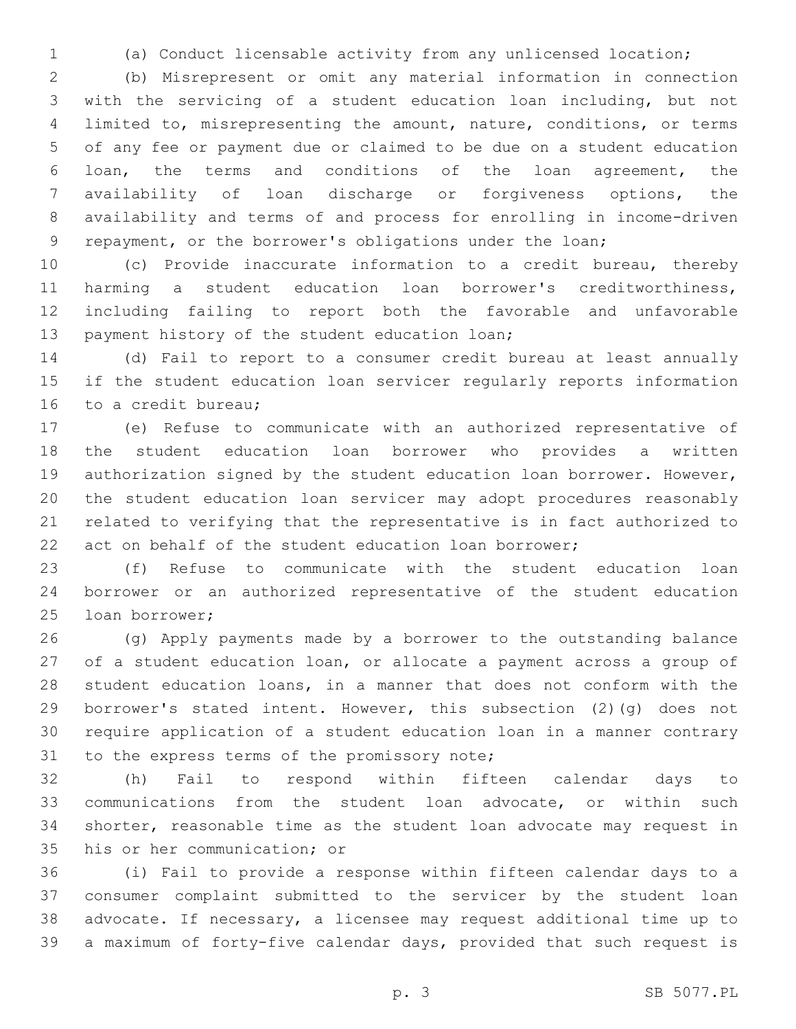(a) Conduct licensable activity from any unlicensed location;

(b) Misrepresent or omit any material information in connection with the servicing of a student education loan including, but not limited to, misrepresenting the amount, nature, conditions, or terms of any fee or payment due or claimed to be due on a student education loan, the terms and conditions of the loan agreement, the availability of loan discharge or forgiveness options, the availability and terms of and process for enrolling in income-driven repayment, or the borrower's obligations under the loan;

(c) Provide inaccurate information to a credit bureau, thereby harming a student education loan borrower's creditworthiness, including failing to report both the favorable and unfavorable payment history of the student education loan;

(d) Fail to report to a consumer credit bureau at least annually if the student education loan servicer regularly reports information to a credit bureau;

(e) Refuse to communicate with an authorized representative of the student education loan borrower who provides a written authorization signed by the student education loan borrower. However, the student education loan servicer may adopt procedures reasonably related to verifying that the representative is in fact authorized to act on behalf of the student education loan borrower;

(f) Refuse to communicate with the student education loan borrower or an authorized representative of the student education loan borrower;

(g) Apply payments made by a borrower to the outstanding balance of a student education loan, or allocate a payment across a group of student education loans, in a manner that does not conform with the borrower's stated intent. However, this subsection (2)(g) does not require application of a student education loan in a manner contrary to the express terms of the promissory note;

(h) Fail to respond within fifteen calendar days to communications from the student loan advocate, or within such shorter, reasonable time as the student loan advocate may request in his or her communication; or

(i) Fail to provide a response within fifteen calendar days to a consumer complaint submitted to the servicer by the student loan advocate. If necessary, a licensee may request additional time up to a maximum of forty-five calendar days, provided that such request is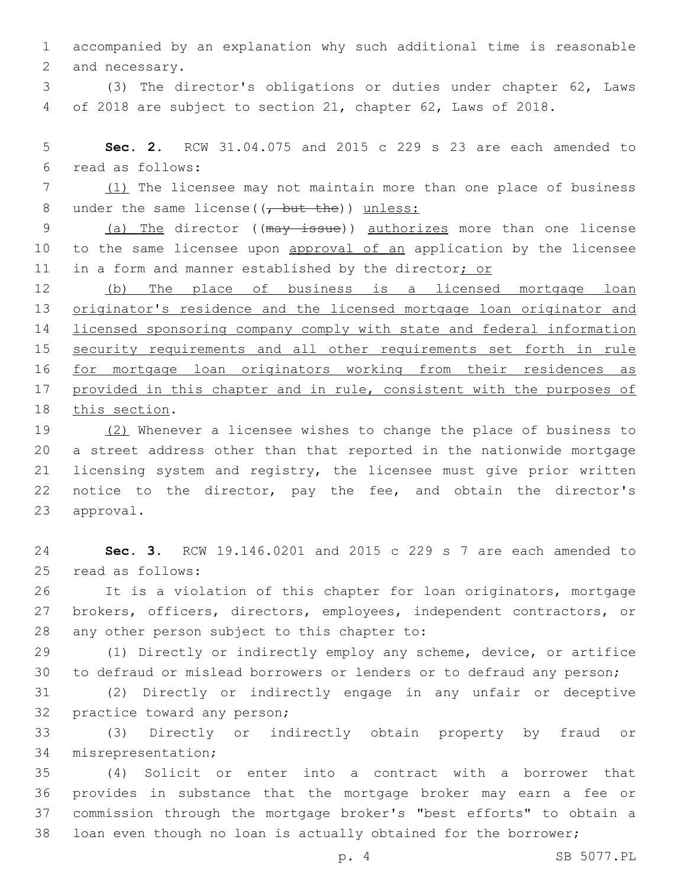accompanied by an explanation why such additional time is reasonable and necessary.

(3) The director's obligations or duties under chapter 62, Laws of 2018 are subject to section 21, chapter 62, Laws of 2018.

**Sec. 2.** RCW 31.04.075 and 2015 c 229 s 23 are each amended to read as follows:

(1) The licensee may not maintain more than one place of business under the same license((, but the)) unless:

(a) The director ((may issue)) authorizes more than one license to the same licensee upon approval of an application by the licensee in a form and manner established by the director; or

(b) The place of business is a licensed mortgage loan originator's residence and the licensed mortgage loan originator and licensed sponsoring company comply with state and federal information security requirements and all other requirements set forth in rule for mortgage loan originators working from their residences as provided in this chapter and in rule, consistent with the purposes of this section.

(2) Whenever a licensee wishes to change the place of business to a street address other than that reported in the nationwide mortgage licensing system and registry, the licensee must give prior written notice to the director, pay the fee, and obtain the director's approval.

**Sec. 3.** RCW 19.146.0201 and 2015 c 229 s 7 are each amended to read as follows:

It is a violation of this chapter for loan originators, mortgage brokers, officers, directors, employees, independent contractors, or any other person subject to this chapter to:

(1) Directly or indirectly employ any scheme, device, or artifice to defraud or mislead borrowers or lenders or to defraud any person;

(2) Directly or indirectly engage in any unfair or deceptive practice toward any person;

(3) Directly or indirectly obtain property by fraud or misrepresentation;

(4) Solicit or enter into a contract with a borrower that provides in substance that the mortgage broker may earn a fee or commission through the mortgage broker's "best efforts" to obtain a loan even though no loan is actually obtained for the borrower;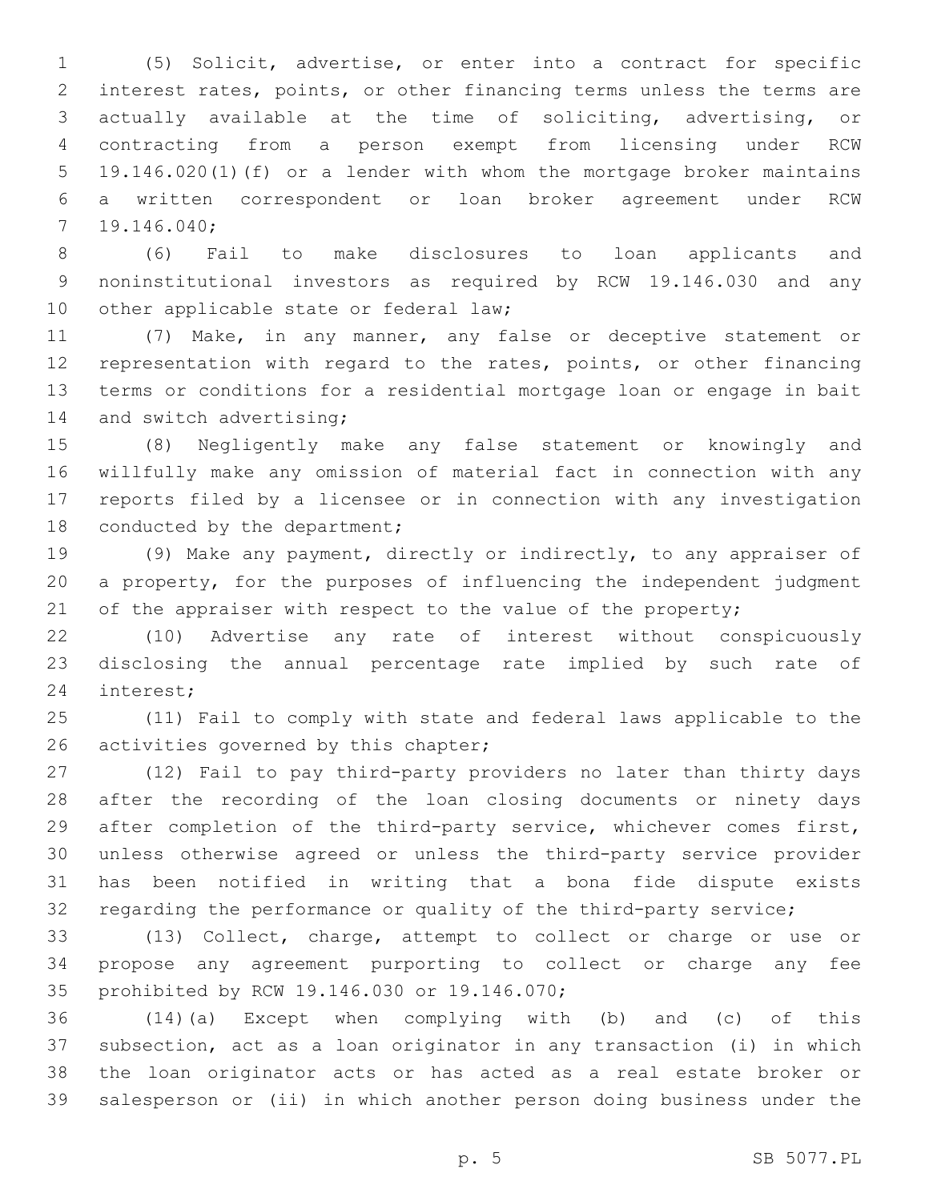(5) Solicit, advertise, or enter into a contract for specific interest rates, points, or other financing terms unless the terms are actually available at the time of soliciting, advertising, or contracting from a person exempt from licensing under RCW 19.146.020(1)(f) or a lender with whom the mortgage broker maintains a written correspondent or loan broker agreement under RCW 19.146.040;

(6) Fail to make disclosures to loan applicants and noninstitutional investors as required by RCW 19.146.030 and any other applicable state or federal law;

(7) Make, in any manner, any false or deceptive statement or representation with regard to the rates, points, or other financing terms or conditions for a residential mortgage loan or engage in bait and switch advertising;

(8) Negligently make any false statement or knowingly and willfully make any omission of material fact in connection with any reports filed by a licensee or in connection with any investigation conducted by the department;

(9) Make any payment, directly or indirectly, to any appraiser of a property, for the purposes of influencing the independent judgment of the appraiser with respect to the value of the property;

(10) Advertise any rate of interest without conspicuously disclosing the annual percentage rate implied by such rate of interest;

(11) Fail to comply with state and federal laws applicable to the activities governed by this chapter;

(12) Fail to pay third-party providers no later than thirty days after the recording of the loan closing documents or ninety days after completion of the third-party service, whichever comes first, unless otherwise agreed or unless the third-party service provider has been notified in writing that a bona fide dispute exists regarding the performance or quality of the third-party service;

(13) Collect, charge, attempt to collect or charge or use or propose any agreement purporting to collect or charge any fee prohibited by RCW 19.146.030 or 19.146.070;

(14)(a) Except when complying with (b) and (c) of this subsection, act as a loan originator in any transaction (i) in which the loan originator acts or has acted as a real estate broker or salesperson or (ii) in which another person doing business under the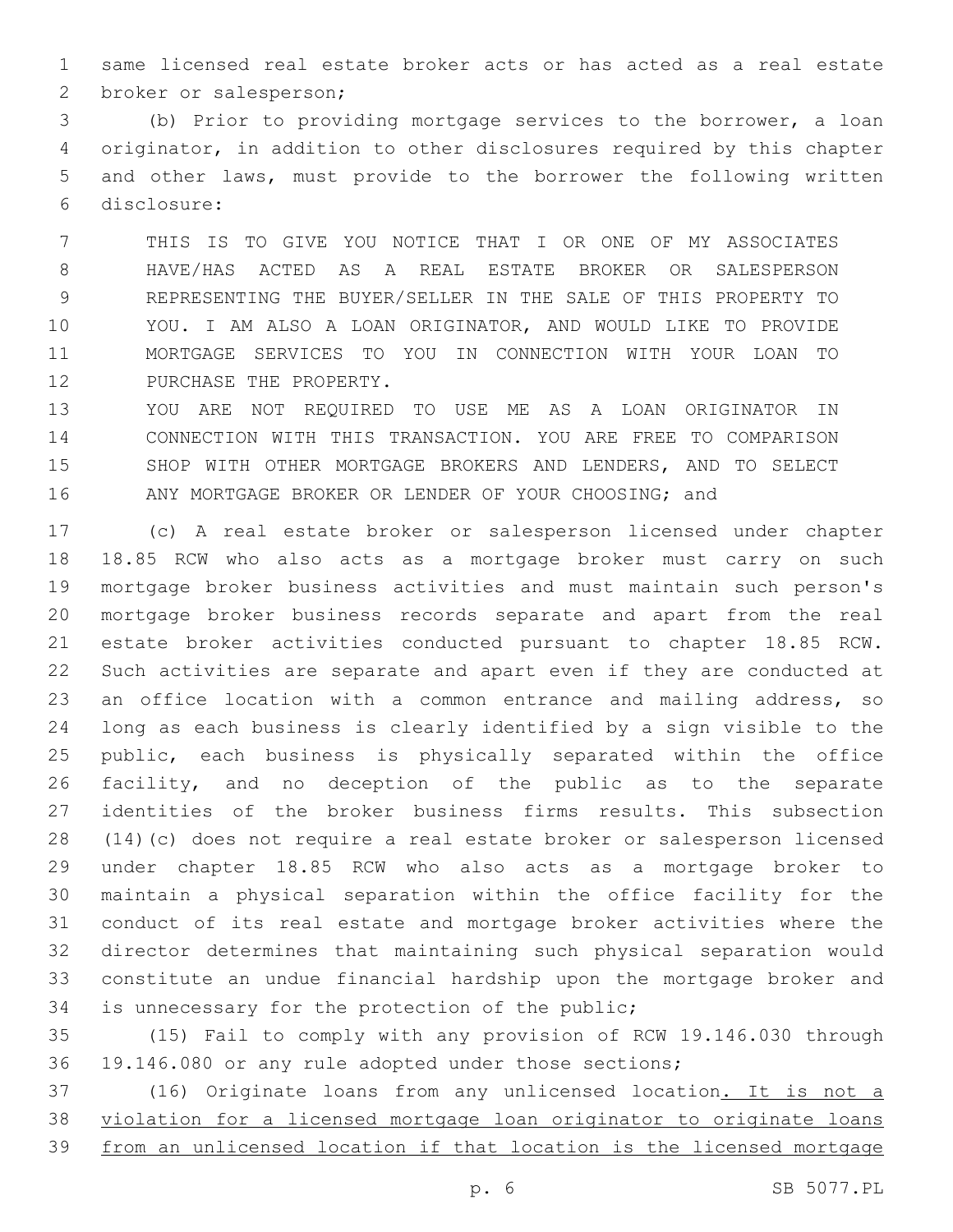same licensed real estate broker acts or has acted as a real estate broker or salesperson;

(b) Prior to providing mortgage services to the borrower, a loan originator, in addition to other disclosures required by this chapter and other laws, must provide to the borrower the following written disclosure:

THIS IS TO GIVE YOU NOTICE THAT I OR ONE OF MY ASSOCIATES HAVE/HAS ACTED AS A REAL ESTATE BROKER OR SALESPERSON REPRESENTING THE BUYER/SELLER IN THE SALE OF THIS PROPERTY TO YOU. I AM ALSO A LOAN ORIGINATOR, AND WOULD LIKE TO PROVIDE MORTGAGE SERVICES TO YOU IN CONNECTION WITH YOUR LOAN TO PURCHASE THE PROPERTY.

YOU ARE NOT REQUIRED TO USE ME AS A LOAN ORIGINATOR IN CONNECTION WITH THIS TRANSACTION. YOU ARE FREE TO COMPARISON SHOP WITH OTHER MORTGAGE BROKERS AND LENDERS, AND TO SELECT ANY MORTGAGE BROKER OR LENDER OF YOUR CHOOSING; and

(c) A real estate broker or salesperson licensed under chapter 18.85 RCW who also acts as a mortgage broker must carry on such mortgage broker business activities and must maintain such person's mortgage broker business records separate and apart from the real estate broker activities conducted pursuant to chapter 18.85 RCW. Such activities are separate and apart even if they are conducted at an office location with a common entrance and mailing address, so long as each business is clearly identified by a sign visible to the public, each business is physically separated within the office facility, and no deception of the public as to the separate identities of the broker business firms results. This subsection (14)(c) does not require a real estate broker or salesperson licensed under chapter 18.85 RCW who also acts as a mortgage broker to maintain a physical separation within the office facility for the conduct of its real estate and mortgage broker activities where the director determines that maintaining such physical separation would constitute an undue financial hardship upon the mortgage broker and is unnecessary for the protection of the public;

(15) Fail to comply with any provision of RCW 19.146.030 through 19.146.080 or any rule adopted under those sections;

(16) Originate loans from any unlicensed location<u>. It is not a violation for a licensed mortgage loan originator to originate loans from an unlicensed location if that location is the licensed mortgage</u>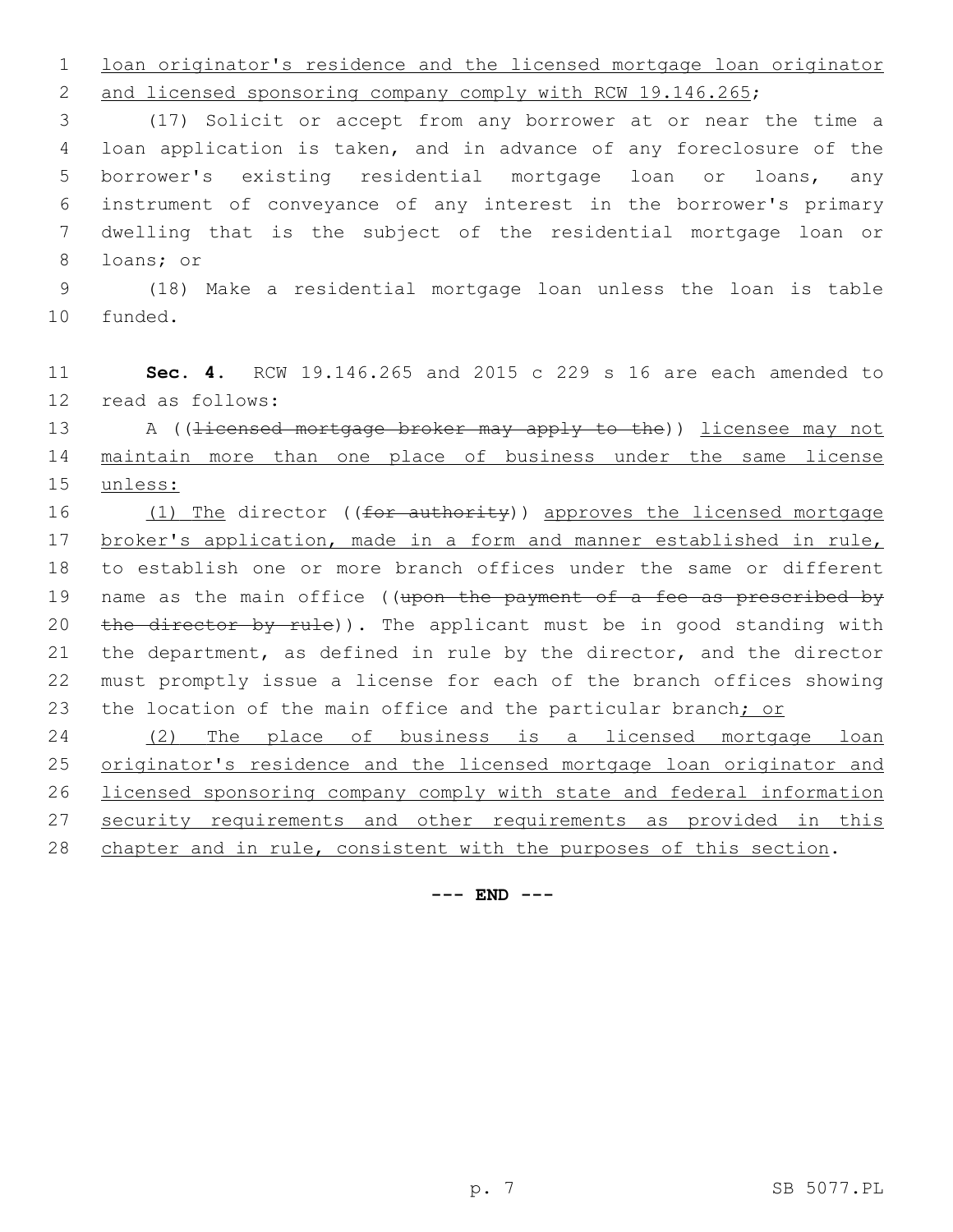loan originator's residence and the licensed mortgage loan originator and licensed sponsoring company comply with RCW 19.146.265;

(17) Solicit or accept from any borrower at or near the time a loan application is taken, and in advance of any foreclosure of the borrower's existing residential mortgage loan or loans, any instrument of conveyance of any interest in the borrower's primary dwelling that is the subject of the residential mortgage loan or loans; or

(18) Make a residential mortgage loan unless the loan is table funded.

**Sec. 4.** RCW 19.146.265 and 2015 c 229 s 16 are each amended to read as follows:

A ((~~licensed mortgage broker may apply to the~~)) licensee may not maintain more than one place of business under the same license unless:

(1) The director ((~~for authority~~)) approves the licensed mortgage broker's application, made in a form and manner established in rule, to establish one or more branch offices under the same or different name as the main office ((~~upon the payment of a fee as prescribed by the director by rule~~)). The applicant must be in good standing with the department, as defined in rule by the director, and the director must promptly issue a license for each of the branch offices showing the location of the main office and the particular branch; or

(2) The place of business is a licensed mortgage loan originator's residence and the licensed mortgage loan originator and licensed sponsoring company comply with state and federal information security requirements and other requirements as provided in this chapter and in rule, consistent with the purposes of this section.

**--- END ---**